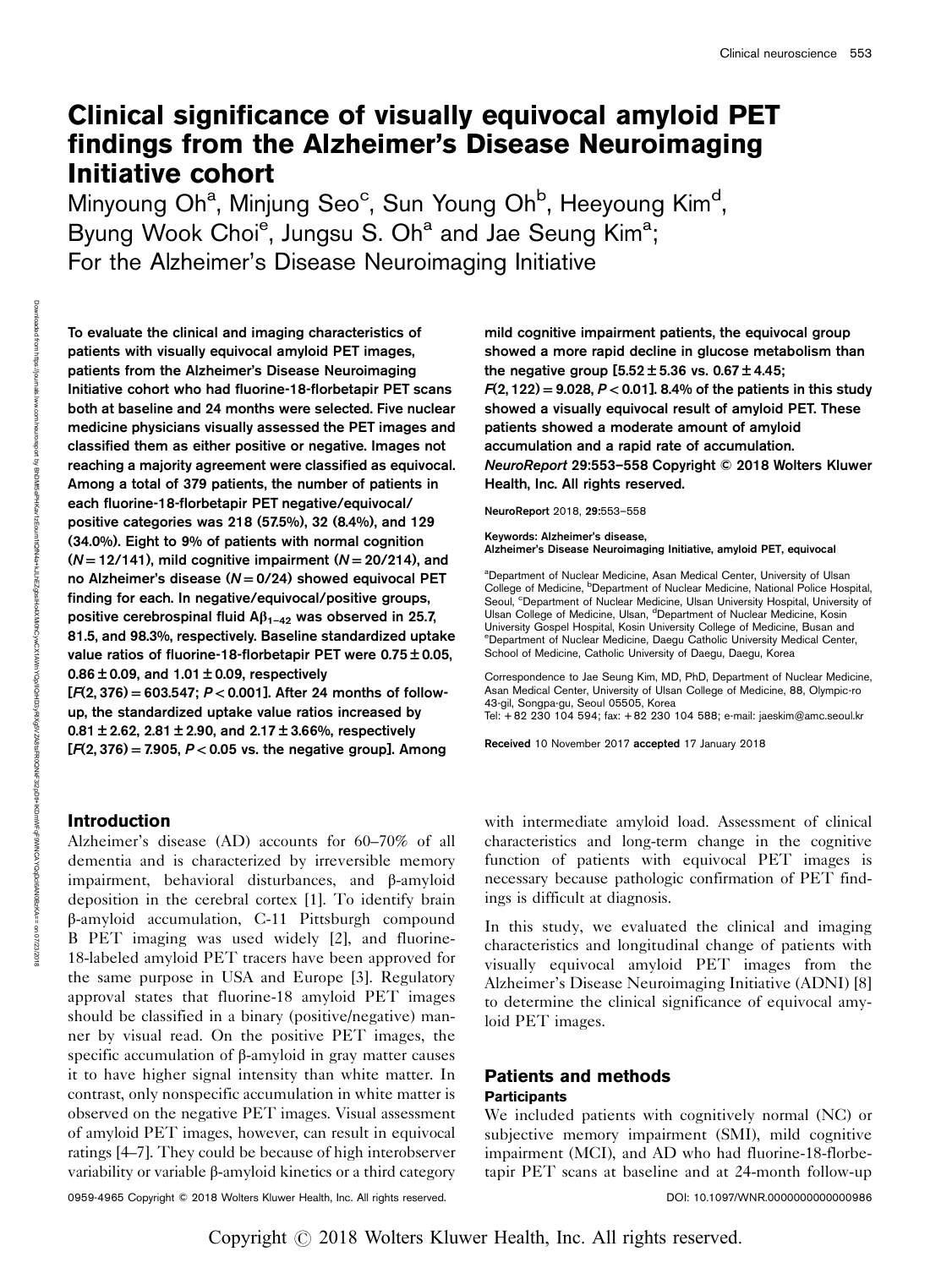# Clinical significance of visually equivocal amyloid PET findings from the Alzheimer's Disease Neuroimaging Initiative cohort

Minyoung Oh[a], Minjung Seo[c], Sun Young Oh[b], Heeyoung Kim[d], Byung Wook Choi[e], Jungsu S. Oh[a] and Jae Seung Kim[a]; For the Alzheimer's Disease Neuroimaging Initiative

**To evaluate the clinical and imaging characteristics of patients with visually equivocal amyloid PET images, patients from the Alzheimer's Disease Neuroimaging Initiative cohort who had fluorine-18-florbetapir PET scans both at baseline and 24 months were selected. Five nuclear medicine physicians visually assessed the PET images and classified them as either positive or negative. Images not reaching a majority agreement were classified as equivocal. Among a total of 379 patients, the number of patients in each fluorine-18-florbetapir PET negative/equivocal/positive categories was 218 (57.5%), 32 (8.4%), and 129 (34.0%). Eight to 9% of patients with normal cognition ($N = 12/141$), mild cognitive impairment ($N = 20/214$), and no Alzheimer's disease ($N = 0/24$) showed equivocal PET finding for each. In negative/equivocal/positive groups, positive cerebrospinal fluid $A\beta_{1-42}$ was observed in 25.7, 81.5, and 98.3%, respectively. Baseline standardized uptake value ratios of fluorine-18-florbetapir PET were $0.75 \pm 0.05$, $0.86 \pm 0.09$, and $1.01 \pm 0.09$, respectively [$F(2, 376) = 603.547$; $P < 0.001$]. After 24 months of follow-up, the standardized uptake value ratios increased by $0.81 \pm 2.62$, $2.81 \pm 2.90$, and $2.17 \pm 3.66$%, respectively [$F(2, 376) = 7.905$, $P < 0.05$ vs. the negative group]. Among mild cognitive impairment patients, the equivocal group showed a more rapid decline in glucose metabolism than the negative group [$5.52 \pm 5.36$ vs. $0.67 \pm 4.45$; $F(2, 122) = 9.028$, $P < 0.01$]. 8.4% of the patients in this study showed a visually equivocal result of amyloid PET. These patients showed a moderate amount of amyloid accumulation and a rapid rate of accumulation.** *NeuroReport* **29:553–558 Copyright © 2018 Wolters Kluwer Health, Inc. All rights reserved.**

NeuroReport 2018, 29:553–558

**Keywords:** Alzheimer's disease, Alzheimer's Disease Neuroimaging Initiative, amyloid PET, equivocal

[a]Department of Nuclear Medicine, Asan Medical Center, University of Ulsan College of Medicine, [b]Department of Nuclear Medicine, National Police Hospital, Seoul, [c]Department of Nuclear Medicine, Ulsan University Hospital, University of Ulsan College of Medicine, Ulsan, [d]Department of Nuclear Medicine, Kosin University Gospel Hospital, Kosin University College of Medicine, Busan and [e]Department of Nuclear Medicine, Daegu Catholic University Medical Center, School of Medicine, Catholic University of Daegu, Daegu, Korea

Correspondence to Jae Seung Kim, MD, PhD, Department of Nuclear Medicine, Asan Medical Center, University of Ulsan College of Medicine, 88, Olympic-ro 43-gil, Songpa-gu, Seoul 05505, Korea
Tel: + 82 230 104 594; fax: + 82 230 104 588; e-mail: jaeskim@amc.seoul.kr

Received 10 November 2017 accepted 17 January 2018

## Introduction

Alzheimer's disease (AD) accounts for 60–70% of all dementia and is characterized by irreversible memory impairment, behavioral disturbances, and β-amyloid deposition in the cerebral cortex [1]. To identify brain β-amyloid accumulation, C-11 Pittsburgh compound B PET imaging was used widely [2], and fluorine-18-labeled amyloid PET tracers have been approved for the same purpose in USA and Europe [3]. Regulatory approval states that fluorine-18 amyloid PET images should be classified in a binary (positive/negative) manner by visual read. On the positive PET images, the specific accumulation of β-amyloid in gray matter causes it to have higher signal intensity than white matter. In contrast, only nonspecific accumulation in white matter is observed on the negative PET images. Visual assessment of amyloid PET images, however, can result in equivocal ratings [4–7]. They could be because of high interobserver variability or variable β-amyloid kinetics or a third category with intermediate amyloid load. Assessment of clinical characteristics and long-term change in the cognitive function of patients with equivocal PET images is necessary because pathologic confirmation of PET findings is difficult at diagnosis.

In this study, we evaluated the clinical and imaging characteristics and longitudinal change of patients with visually equivocal amyloid PET images from the Alzheimer's Disease Neuroimaging Initiative (ADNI) [8] to determine the clinical significance of equivocal amyloid PET images.

## Patients and methods

### Participants

We included patients with cognitively normal (NC) or subjective memory impairment (SMI), mild cognitive impairment (MCI), and AD who had fluorine-18-florbetapir PET scans at baseline and at 24-month follow-up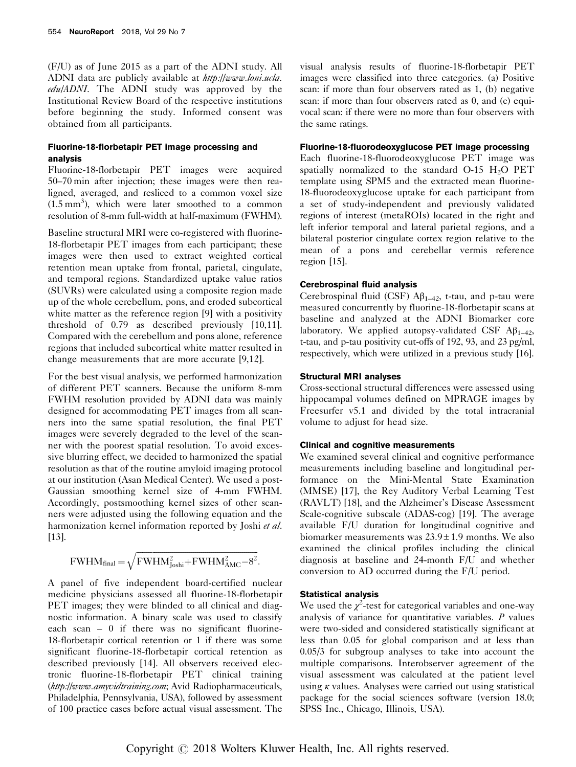(F/U) as of June 2015 as a part of the ADNI study. All ADNI data are publicly available at *http://www.loni.ucla.edu/ADNI*. The ADNI study was approved by the Institutional Review Board of the respective institutions before beginning the study. Informed consent was obtained from all participants.

### Fluorine-18-florbetapir PET image processing and analysis

Fluorine-18-florbetapir PET images were acquired 50–70 min after injection; these images were then realigned, averaged, and resliced to a common voxel size ($1.5\,mm^3$), which were later smoothed to a common resolution of 8-mm full-width at half-maximum (FWHM).

Baseline structural MRI were co-registered with fluorine-18-florbetapir PET images from each participant; these images were then used to extract weighted cortical retention mean uptake from frontal, parietal, cingulate, and temporal regions. Standardized uptake value ratios (SUVRs) were calculated using a composite region made up of the whole cerebellum, pons, and eroded subcortical white matter as the reference region [9] with a positivity threshold of 0.79 as described previously [10,11]. Compared with the cerebellum and pons alone, reference regions that included subcortical white matter resulted in change measurements that are more accurate [9,12].

For the best visual analysis, we performed harmonization of different PET scanners. Because the uniform 8-mm FWHM resolution provided by ADNI data was mainly designed for accommodating PET images from all scanners into the same spatial resolution, the final PET images were severely degraded to the level of the scanner with the poorest spatial resolution. To avoid excessive blurring effect, we decided to harmonized the spatial resolution as that of the routine amyloid imaging protocol at our institution (Asan Medical Center). We used a post-Gaussian smoothing kernel size of 4-mm FWHM. Accordingly, postsmoothing kernel sizes of other scanners were adjusted using the following equation and the harmonization kernel information reported by Joshi *et al.* [13].

$$\mathrm{FWHM}_{\mathrm{final}}=\sqrt{\mathrm{FWHM}_{\mathrm{Joshi}}^{2}+\mathrm{FWHM}_{\mathrm{AMC}}^{2}-8^{2}}.$$

A panel of five independent board-certified nuclear medicine physicians assessed all fluorine-18-florbetapir PET images; they were blinded to all clinical and diagnostic information. A binary scale was used to classify each scan – 0 if there was no significant fluorine-18-florbetapir cortical retention or 1 if there was some significant fluorine-18-florbetapir cortical retention as described previously [14]. All observers received electronic fluorine-18-florbetapir PET clinical training (*http://www.amyvidtraining.com*; Avid Radiopharmaceuticals, Philadelphia, Pennsylvania, USA), followed by assessment of 100 practice cases before actual visual assessment. The visual analysis results of fluorine-18-florbetapir PET images were classified into three categories. (a) Positive scan: if more than four observers rated as 1, (b) negative scan: if more than four observers rated as 0, and (c) equivocal scan: if there were no more than four observers with the same ratings.

### Fluorine-18-fluorodeoxyglucose PET image processing

Each fluorine-18-fluorodeoxyglucose PET image was spatially normalized to the standard O-15 $H_2O$ PET template using SPM5 and the extracted mean fluorine-18-fluorodeoxyglucose uptake for each participant from a set of study-independent and previously validated regions of interest (metaROIs) located in the right and left inferior temporal and lateral parietal regions, and a bilateral posterior cingulate cortex region relative to the mean of a pons and cerebellar vermis reference region [15].

### Cerebrospinal fluid analysis

Cerebrospinal fluid (CSF) $A\beta_{1-42}$, t-tau, and p-tau were measured concurrently by fluorine-18-florbetapir scans at baseline and analyzed at the ADNI Biomarker core laboratory. We applied autopsy-validated CSF $A\beta_{1-42}$, t-tau, and p-tau positivity cut-offs of 192, 93, and 23 pg/ml, respectively, which were utilized in a previous study [16].

### Structural MRI analyses

Cross-sectional structural differences were assessed using hippocampal volumes defined on MPRAGE images by Freesurfer v5.1 and divided by the total intracranial volume to adjust for head size.

### Clinical and cognitive measurements

We examined several clinical and cognitive performance measurements including baseline and longitudinal performance on the Mini-Mental State Examination (MMSE) [17], the Rey Auditory Verbal Learning Test (RAVLT) [18], and the Alzheimer's Disease Assessment Scale-cognitive subscale (ADAS-cog) [19]. The average available F/U duration for longitudinal cognitive and biomarker measurements was $23.9\pm1.9$ months. We also examined the clinical profiles including the clinical diagnosis at baseline and 24-month F/U and whether conversion to AD occurred during the F/U period.

### Statistical analysis

We used the $\chi^2$-test for categorical variables and one-way analysis of variance for quantitative variables. *P* values were two-sided and considered statistically significant at less than 0.05 for global comparison and at less than 0.05/3 for subgroup analyses to take into account the multiple comparisons. Interobserver agreement of the visual assessment was calculated at the patient level using $\kappa$ values. Analyses were carried out using statistical package for the social sciences software (version 18.0; SPSS Inc., Chicago, Illinois, USA).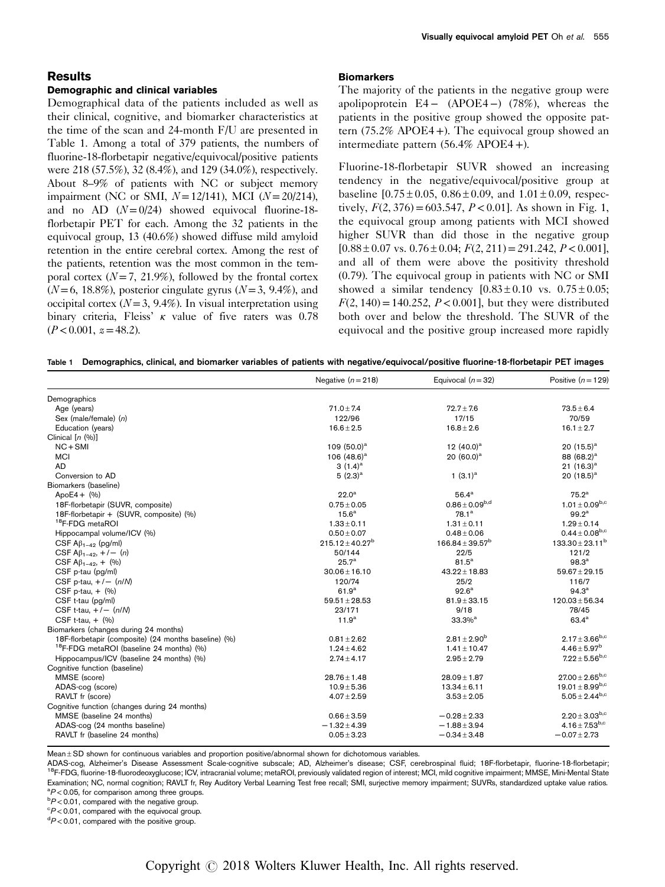## Results

### Demographic and clinical variables

Demographical data of the patients included as well as their clinical, cognitive, and biomarker characteristics at the time of the scan and 24-month F/U are presented in Table 1. Among a total of 379 patients, the numbers of fluorine-18-florbetapir negative/equivocal/positive patients were 218 (57.5%), 32 (8.4%), and 129 (34.0%), respectively. About 8–9% of patients with NC or subject memory impairment (NC or SMI, $N=12/141$), MCI ($N=20/214$), and no AD ($N=0/24$) showed equivocal fluorine-18-florbetapir PET for each. Among the 32 patients in the equivocal group, 13 (40.6%) showed diffuse mild amyloid retention in the entire cerebral cortex. Among the rest of the patients, retention was the most common in the temporal cortex ($N=7$, 21.9%), followed by the frontal cortex ($N=6$, 18.8%), posterior cingulate gyrus ($N=3$, 9.4%), and occipital cortex ($N=3$, 9.4%). In visual interpretation using binary criteria, Fleiss' $\kappa$ value of five raters was 0.78 ($P<0.001$, $z=48.2$).

### Biomarkers

The majority of the patients in the negative group were apolipoprotein E4 – (APOE4 –) (78%), whereas the patients in the positive group showed the opposite pattern (75.2% APOE4+). The equivocal group showed an intermediate pattern (56.4% APOE4+).

Fluorine-18-florbetapir SUVR showed an increasing tendency in the negative/equivocal/positive group at baseline [$0.75\pm0.05$, $0.86\pm0.09$, and $1.01\pm0.09$, respectively, $F(2, 376)=603.547$, $P<0.01$]. As shown in Fig. 1, the equivocal group among patients with MCI showed higher SUVR than did those in the negative group [$0.88\pm0.07$ vs. $0.76\pm0.04$; $F(2, 211)=291.242$, $P<0.001$], and all of them were above the positivity threshold (0.79). The equivocal group in patients with NC or SMI showed a similar tendency [$0.83\pm0.10$ vs. $0.75\pm0.05$; $F(2, 140)=140.252$, $P<0.001$], but they were distributed both over and below the threshold. The SUVR of the equivocal and the positive group increased more rapidly

**Table 1 Demographics, clinical, and biomarker variables of patients with negative/equivocal/positive fluorine-18-florbetapir PET images**

| | Negative ($n=218$) | Equivocal ($n=32$) | Positive ($n=129$) |
|---|---|---|---|
| Demographics | | | |
| Age (years) | $71.0\pm7.4$ | $72.7\pm7.6$ | $73.5\pm6.4$ |
| Sex (male/female) ($n$) | 122/96 | 17/15 | 70/59 |
| Education (years) | $16.6\pm2.5$ | $16.8\pm2.6$ | $16.1\pm2.7$ |
| Clinical [$n$ (%)] | | | |
| NC+SMI | 109 (50.0)[a] | 12 (40.0)[a] | 20 (15.5)[a] |
| MCI | 106 (48.6)[a] | 20 (60.0)[a] | 88 (68.2)[a] |
| AD | 3 (1.4)[a] | | 21 (16.3)[a] |
| Conversion to AD | 5 (2.3)[a] | 1 (3.1)[a] | 20 (18.5)[a] |
| Biomarkers (baseline) | | | |
| ApoE4+ (%) | 22.0[a] | 56.4[a] | 75.2[a] |
| 18F-florbetapir (SUVR, composite) | $0.75\pm0.05$ | $0.86\pm0.09$[b,d] | $1.01\pm0.09$[b,c] |
| 18F-florbetapir + (SUVR, composite) (%) | 15.6[a] | 78.1[a] | 99.2[a] |
| $^{18}$F-FDG metaROI | $1.33\pm0.11$ | $1.31\pm0.11$ | $1.29\pm0.14$ |
| Hippocampal volume/ICV (%) | $0.50\pm0.07$ | $0.48\pm0.06$ | $0.44\pm0.08$[b,c] |
| CSF $A\beta_{1-42}$ (pg/ml) | $215.12\pm40.27$[b] | $166.84\pm39.57$[b] | $133.30\pm23.11$[b] |
| CSF $A\beta_{1-42}$, +/– ($n$) | 50/144 | 22/5 | 121/2 |
| CSF $A\beta_{1-42}$, + (%) | 25.7[a] | 81.5[a] | 98.3[a] |
| CSF p-tau (pg/ml) | $30.06\pm16.10$ | $43.22\pm18.83$ | $59.67\pm29.15$ |
| CSF p-tau, +/– ($n/N$) | 120/74 | 25/2 | 116/7 |
| CSF p-tau, + (%) | 61.9[a] | 92.6[a] | 94.3[a] |
| CSF t-tau (pg/ml) | $59.51\pm28.53$ | $81.9\pm33.15$ | $120.03\pm56.34$ |
| CSF t-tau, +/– ($n/N$) | 23/171 | 9/18 | 78/45 |
| CSF t-tau, + (%) | 11.9[a] | 33.3%[a] | 63.4[a] |
| Biomarkers (changes during 24 months) | | | |
| 18F-florbetapir (composite) (24 months baseline) (%) | $0.81\pm2.62$ | $2.81\pm2.90$[b] | $2.17\pm3.66$[b,c] |
| $^{18}$F-FDG metaROI (baseline 24 months) (%) | $1.24\pm4.62$ | $1.41\pm10.47$ | $4.46\pm5.97$[b] |
| Hippocampus/ICV (baseline 24 months) (%) | $2.74\pm4.17$ | $2.95\pm2.79$ | $7.22\pm5.56$[b,c] |
| Cognitive function (baseline) | | | |
| MMSE (score) | $28.76\pm1.48$ | $28.09\pm1.87$ | $27.00\pm2.65$[b,c] |
| ADAS-cog (score) | $10.9\pm5.36$ | $13.34\pm6.11$ | $19.01\pm8.99$[b,c] |
| RAVLT fr (score) | $4.07\pm2.59$ | $3.53\pm2.05$ | $5.05\pm2.44$[b,c] |
| Cognitive function (changes during 24 months) | | | |
| MMSE (baseline 24 months) | $0.66\pm3.59$ | $-0.28\pm2.33$ | $2.20\pm3.03$[b,c] |
| ADAS-cog (24 months baseline) | $-1.32\pm4.39$ | $-1.88\pm3.94$ | $4.16\pm7.53$[b,c] |
| RAVLT fr (baseline 24 months) | $0.05\pm3.23$ | $-0.34\pm3.48$ | $-0.07\pm2.73$ |

Mean±SD shown for continuous variables and proportion positive/abnormal shown for dichotomous variables.

ADAS-cog, Alzheimer's Disease Assessment Scale-cognitive subscale; AD, Alzheimer's disease; CSF, cerebrospinal fluid; 18F-florbetapir, fluorine-18-florbetapir; $^{18}$F-FDG, fluorine-18-fluorodeoxyglucose; ICV, intracranial volume; metaROI, previously validated region of interest; MCI, mild cognitive impairment; MMSE, Mini-Mental State Examination; NC, normal cognition; RAVLT fr, Rey Auditory Verbal Learning Test free recall; SMI, surjective memory impairment; SUVRs, standardized uptake value ratios.

[a]$P<0.05$, for comparison among three groups.

[b]$P<0.01$, compared with the negative group.

[c]$P<0.01$, compared with the equivocal group.

[d]$P<0.01$, compared with the positive group.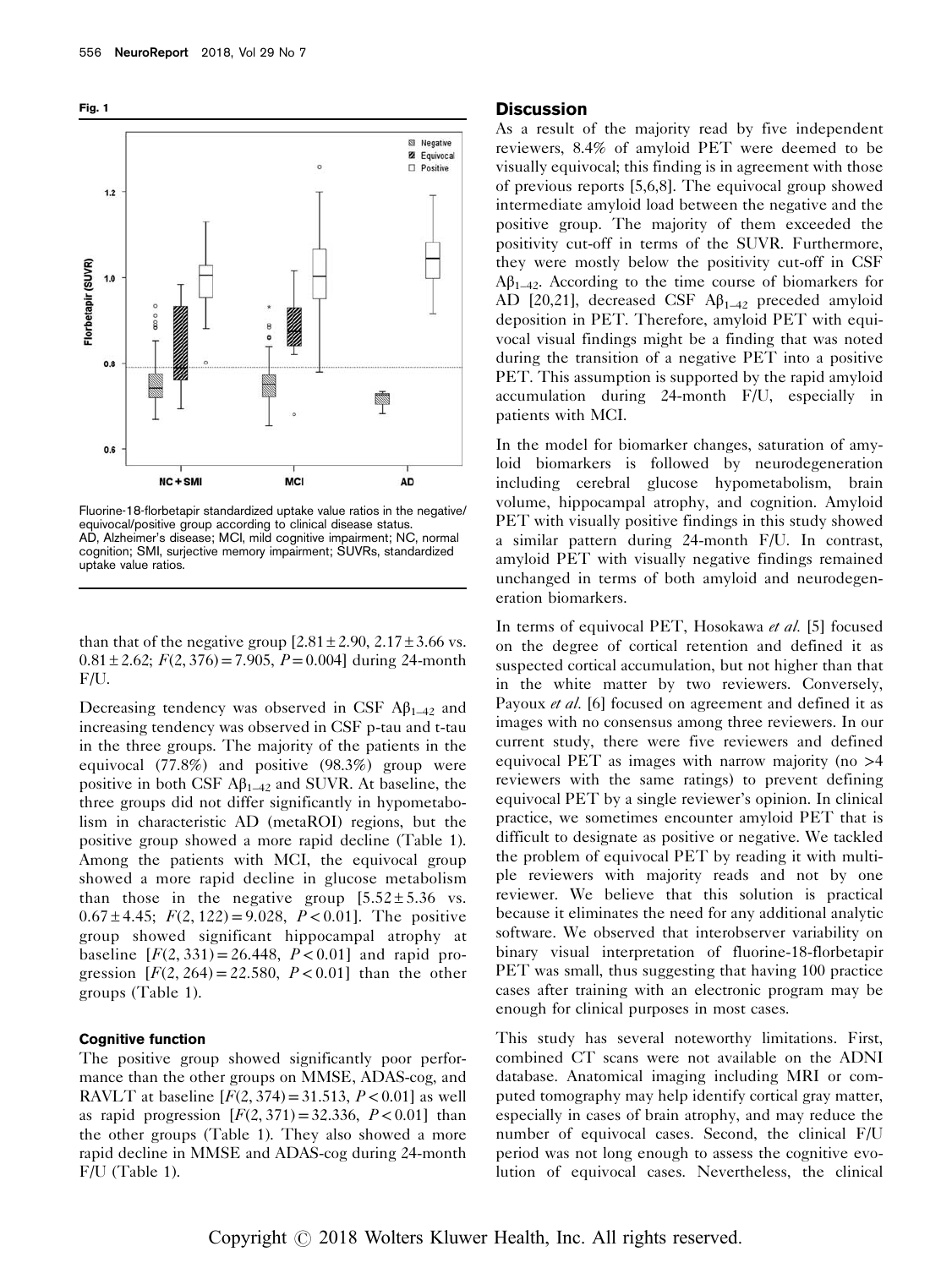**Fig. 1**

Fluorine-18-florbetapir standardized uptake value ratios in the negative/equivocal/positive group according to clinical disease status. AD, Alzheimer's disease; MCI, mild cognitive impairment; NC, normal cognition; SMI, surjective memory impairment; SUVRs, standardized uptake value ratios.

than that of the negative group [$2.81 \pm 2.90$, $2.17 \pm 3.66$ vs. $0.81 \pm 2.62$; $F(2, 376) = 7.905$, $P = 0.004$] during 24-month F/U.

Decreasing tendency was observed in CSF $A\beta_{1-42}$ and increasing tendency was observed in CSF p-tau and t-tau in the three groups. The majority of the patients in the equivocal (77.8%) and positive (98.3%) group were positive in both CSF $A\beta_{1-42}$ and SUVR. At baseline, the three groups did not differ significantly in hypometabolism in characteristic AD (metaROI) regions, but the positive group showed a more rapid decline (Table 1). Among the patients with MCI, the equivocal group showed a more rapid decline in glucose metabolism than those in the negative group [$5.52 \pm 5.36$ vs. $0.67 \pm 4.45$; $F(2, 122) = 9.028$, $P < 0.01$]. The positive group showed significant hippocampal atrophy at baseline [$F(2, 331) = 26.448$, $P < 0.01$] and rapid progression [$F(2, 264) = 22.580$, $P < 0.01$] than the other groups (Table 1).

#### Cognitive function

The positive group showed significantly poor performance than the other groups on MMSE, ADAS-cog, and RAVLT at baseline [$F(2, 374) = 31.513$, $P < 0.01$] as well as rapid progression [$F(2, 371) = 32.336$, $P < 0.01$] than the other groups (Table 1). They also showed a more rapid decline in MMSE and ADAS-cog during 24-month F/U (Table 1).

## Discussion

As a result of the majority read by five independent reviewers, 8.4% of amyloid PET were deemed to be visually equivocal; this finding is in agreement with those of previous reports [5,6,8]. The equivocal group showed intermediate amyloid load between the negative and the positive group. The majority of them exceeded the positivity cut-off in terms of the SUVR. Furthermore, they were mostly below the positivity cut-off in CSF $A\beta_{1-42}$. According to the time course of biomarkers for AD [20,21], decreased CSF $A\beta_{1-42}$ preceded amyloid deposition in PET. Therefore, amyloid PET with equivocal visual findings might be a finding that was noted during the transition of a negative PET into a positive PET. This assumption is supported by the rapid amyloid accumulation during 24-month F/U, especially in patients with MCI.

In the model for biomarker changes, saturation of amyloid biomarkers is followed by neurodegeneration including cerebral glucose hypometabolism, brain volume, hippocampal atrophy, and cognition. Amyloid PET with visually positive findings in this study showed a similar pattern during 24-month F/U. In contrast, amyloid PET with visually negative findings remained unchanged in terms of both amyloid and neurodegeneration biomarkers.

In terms of equivocal PET, Hosokawa *et al.* [5] focused on the degree of cortical retention and defined it as suspected cortical accumulation, but not higher than that in the white matter by two reviewers. Conversely, Payoux *et al.* [6] focused on agreement and defined it as images with no consensus among three reviewers. In our current study, there were five reviewers and defined equivocal PET as images with narrow majority (no >4 reviewers with the same ratings) to prevent defining equivocal PET by a single reviewer's opinion. In clinical practice, we sometimes encounter amyloid PET that is difficult to designate as positive or negative. We tackled the problem of equivocal PET by reading it with multiple reviewers with majority reads and not by one reviewer. We believe that this solution is practical because it eliminates the need for any additional analytic software. We observed that interobserver variability on binary visual interpretation of fluorine-18-florbetapir PET was small, thus suggesting that having 100 practice cases after training with an electronic program may be enough for clinical purposes in most cases.

This study has several noteworthy limitations. First, combined CT scans were not available on the ADNI database. Anatomical imaging including MRI or computed tomography may help identify cortical gray matter, especially in cases of brain atrophy, and may reduce the number of equivocal cases. Second, the clinical F/U period was not long enough to assess the cognitive evolution of equivocal cases. Nevertheless, the clinical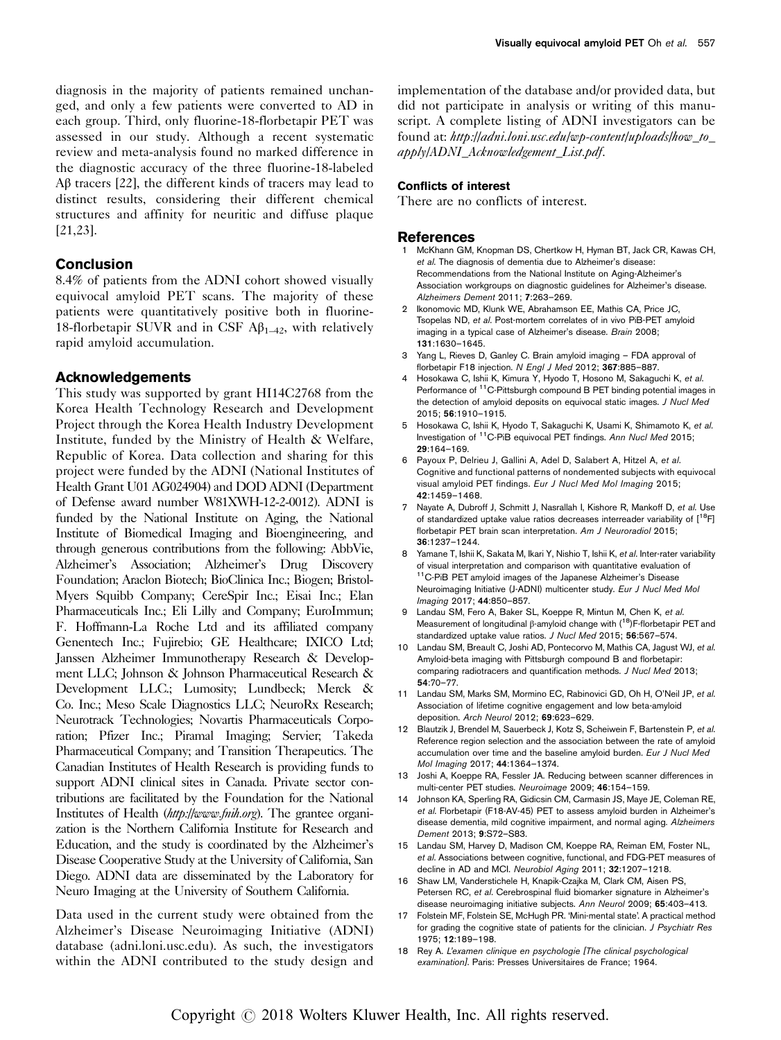diagnosis in the majority of patients remained unchanged, and only a few patients were converted to AD in each group. Third, only fluorine-18-florbetapir PET was assessed in our study. Although a recent systematic review and meta-analysis found no marked difference in the diagnostic accuracy of the three fluorine-18-labeled Aβ tracers [22], the different kinds of tracers may lead to distinct results, considering their different chemical structures and affinity for neuritic and diffuse plaque [21,23].

## Conclusion

8.4% of patients from the ADNI cohort showed visually equivocal amyloid PET scans. The majority of these patients were quantitatively positive both in fluorine-18-florbetapir SUVR and in CSF $A\beta_{1-42}$, with relatively rapid amyloid accumulation.

## Acknowledgements

This study was supported by grant HI14C2768 from the Korea Health Technology Research and Development Project through the Korea Health Industry Development Institute, funded by the Ministry of Health & Welfare, Republic of Korea. Data collection and sharing for this project were funded by the ADNI (National Institutes of Health Grant U01 AG024904) and DOD ADNI (Department of Defense award number W81XWH-12-2-0012). ADNI is funded by the National Institute on Aging, the National Institute of Biomedical Imaging and Bioengineering, and through generous contributions from the following: AbbVie, Alzheimer's Association; Alzheimer's Drug Discovery Foundation; Araclon Biotech; BioClinica Inc.; Biogen; Bristol-Myers Squibb Company; CereSpir Inc.; Eisai Inc.; Elan Pharmaceuticals Inc.; Eli Lilly and Company; EuroImmun; F. Hoffmann-La Roche Ltd and its affiliated company Genentech Inc.; Fujirebio; GE Healthcare; IXICO Ltd; Janssen Alzheimer Immunotherapy Research & Development LLC; Johnson & Johnson Pharmaceutical Research & Development LLC.; Lumosity; Lundbeck; Merck & Co. Inc.; Meso Scale Diagnostics LLC; NeuroRx Research; Neurotrack Technologies; Novartis Pharmaceuticals Corporation; Pfizer Inc.; Piramal Imaging; Servier; Takeda Pharmaceutical Company; and Transition Therapeutics. The Canadian Institutes of Health Research is providing funds to support ADNI clinical sites in Canada. Private sector contributions are facilitated by the Foundation for the National Institutes of Health (*http://www.fnih.org*). The grantee organization is the Northern California Institute for Research and Education, and the study is coordinated by the Alzheimer's Disease Cooperative Study at the University of California, San Diego. ADNI data are disseminated by the Laboratory for Neuro Imaging at the University of Southern California.

Data used in the current study were obtained from the Alzheimer's Disease Neuroimaging Initiative (ADNI) database (adni.loni.usc.edu). As such, the investigators within the ADNI contributed to the study design and implementation of the database and/or provided data, but did not participate in analysis or writing of this manuscript. A complete listing of ADNI investigators can be found at: *http://adni.loni.usc.edu/wp-content/uploads/how_to_apply/ADNI_Acknowledgement_List.pdf*.

### Conflicts of interest

There are no conflicts of interest.

## References

1. McKhann GM, Knopman DS, Chertkow H, Hyman BT, Jack CR, Kawas CH, *et al.* The diagnosis of dementia due to Alzheimer's disease: Recommendations from the National Institute on Aging-Alzheimer's Association workgroups on diagnostic guidelines for Alzheimer's disease. *Alzheimers Dement* 2011; **7**:263–269.
2. Ikonomovic MD, Klunk WE, Abrahamson EE, Mathis CA, Price JC, Tsopelas ND, *et al.* Post-mortem correlates of in vivo PiB-PET amyloid imaging in a typical case of Alzheimer's disease. *Brain* 2008; **131**:1630–1645.
3. Yang L, Rieves D, Ganley C. Brain amyloid imaging – FDA approval of florbetapir F18 injection. *N Engl J Med* 2012; **367**:885–887.
4. Hosokawa C, Ishii K, Kimura Y, Hyodo T, Hosono M, Sakaguchi K, *et al.* Performance of $^{11}$C-Pittsburgh compound B PET binding potential images in the detection of amyloid deposits on equivocal static images. *J Nucl Med* 2015; **56**:1910–1915.
5. Hosokawa C, Ishii K, Hyodo T, Sakaguchi K, Usami K, Shimamoto K, *et al.* Investigation of $^{11}$C-PiB equivocal PET findings. *Ann Nucl Med* 2015; **29**:164–169.
6. Payoux P, Delrieu J, Gallini A, Adel D, Salabert A, Hitzel A, *et al.* Cognitive and functional patterns of nondemented subjects with equivocal visual amyloid PET findings. *Eur J Nucl Med Mol Imaging* 2015; **42**:1459–1468.
7. Nayate A, Dubroff J, Schmitt J, Nasrallah I, Kishore R, Mankoff D, *et al.* Use of standardized uptake value ratios decreases interreader variability of [$^{18}$F] florbetapir PET brain scan interpretation. *Am J Neuroradiol* 2015; **36**:1237–1244.
8. Yamane T, Ishii K, Sakata M, Ikari Y, Nishio T, Ishii K, *et al.* Inter-rater variability of visual interpretation and comparison with quantitative evaluation of $^{11}$C-PiB PET amyloid images of the Japanese Alzheimer's Disease Neuroimaging Initiative (J-ADNI) multicenter study. *Eur J Nucl Med Mol Imaging* 2017; **44**:850–857.
9. Landau SM, Fero A, Baker SL, Koeppe R, Mintun M, Chen K, *et al.* Measurement of longitudinal β-amyloid change with ($^{18}$)F-florbetapir PET and standardized uptake value ratios. *J Nucl Med* 2015; **56**:567–574.
10. Landau SM, Breault C, Joshi AD, Pontecorvo M, Mathis CA, Jagust WJ, *et al.* Amyloid-beta imaging with Pittsburgh compound B and florbetapir: comparing radiotracers and quantification methods. *J Nucl Med* 2013; **54**:70–77.
11. Landau SM, Marks SM, Mormino EC, Rabinovici GD, Oh H, O'Neil JP, *et al.* Association of lifetime cognitive engagement and low beta-amyloid deposition. *Arch Neurol* 2012; **69**:623–629.
12. Blautzik J, Brendel M, Sauerbeck J, Kotz S, Scheiwein F, Bartenstein P, *et al.* Reference region selection and the association between the rate of amyloid accumulation over time and the baseline amyloid burden. *Eur J Nucl Med Mol Imaging* 2017; **44**:1364–1374.
13. Joshi A, Koeppe RA, Fessler JA. Reducing between scanner differences in multi-center PET studies. *Neuroimage* 2009; **46**:154–159.
14. Johnson KA, Sperling RA, Gidicsin CM, Carmasin JS, Maye JE, Coleman RE, *et al.* Florbetapir (F18-AV-45) PET to assess amyloid burden in Alzheimer's disease dementia, mild cognitive impairment, and normal aging. *Alzheimers Dement* 2013; **9**:S72–S83.
15. Landau SM, Harvey D, Madison CM, Koeppe RA, Reiman EM, Foster NL, *et al.* Associations between cognitive, functional, and FDG-PET measures of decline in AD and MCI. *Neurobiol Aging* 2011; **32**:1207–1218.
16. Shaw LM, Vanderstichele H, Knapik-Czajka M, Clark CM, Aisen PS, Petersen RC, *et al.* Cerebrospinal fluid biomarker signature in Alzheimer's disease neuroimaging initiative subjects. *Ann Neurol* 2009; **65**:403–413.
17. Folstein MF, Folstein SE, McHugh PR. 'Mini-mental state'. A practical method for grading the cognitive state of patients for the clinician. *J Psychiatr Res* 1975; **12**:189–198.
18. Rey A. *L'examen clinique en psychologie [The clinical psychological examination]*. Paris: Presses Universitaires de France; 1964.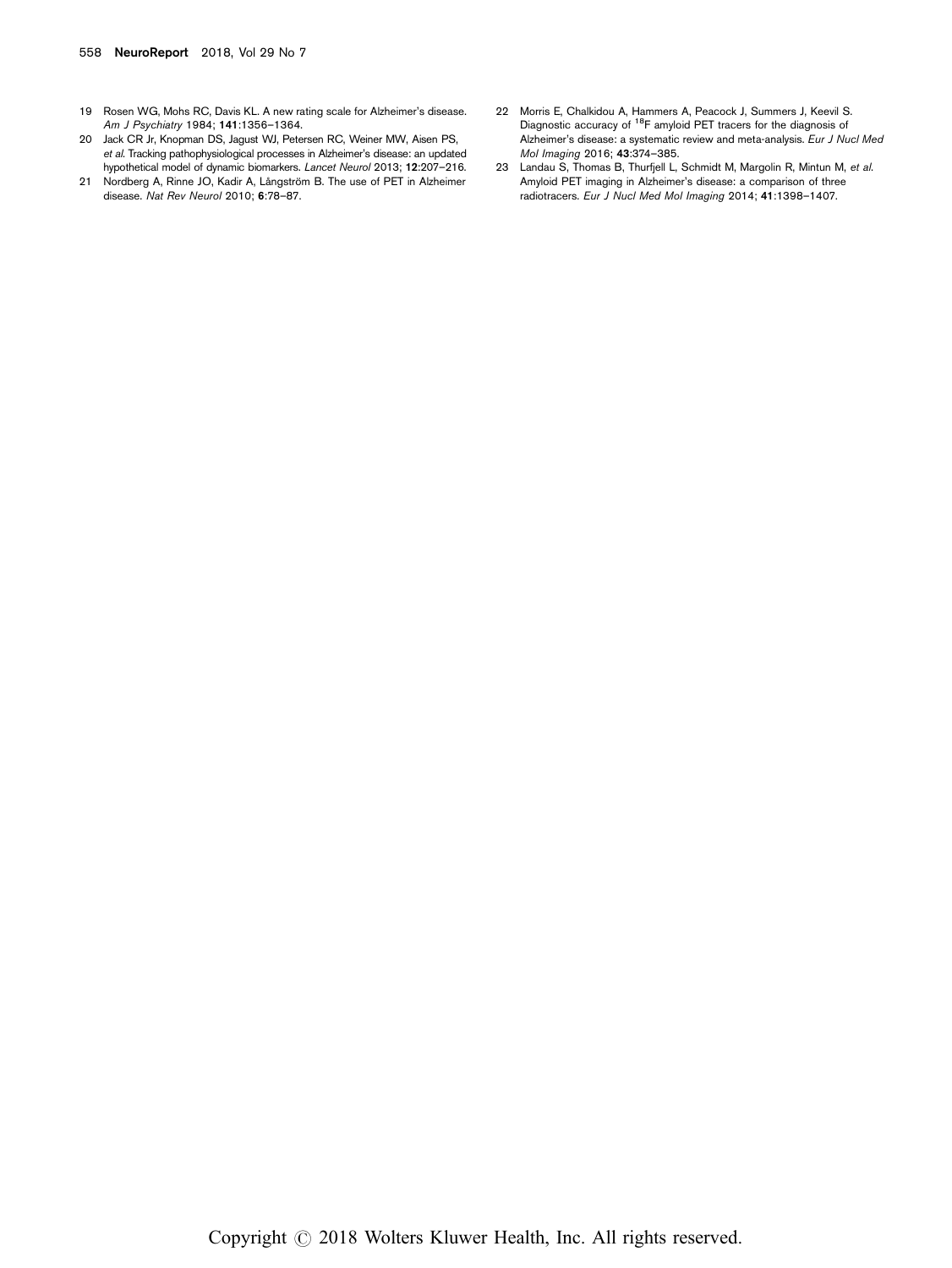19 Rosen WG, Mohs RC, Davis KL. A new rating scale for Alzheimer's disease. *Am J Psychiatry* 1984; **141**:1356–1364.

20 Jack CR Jr, Knopman DS, Jagust WJ, Petersen RC, Weiner MW, Aisen PS, *et al*. Tracking pathophysiological processes in Alzheimer's disease: an updated hypothetical model of dynamic biomarkers. *Lancet Neurol* 2013; **12**:207–216.

21 Nordberg A, Rinne JO, Kadir A, Långström B. The use of PET in Alzheimer disease. *Nat Rev Neurol* 2010; **6**:78–87.

22 Morris E, Chalkidou A, Hammers A, Peacock J, Summers J, Keevil S. Diagnostic accuracy of $^{18}$F amyloid PET tracers for the diagnosis of Alzheimer's disease: a systematic review and meta-analysis. *Eur J Nucl Med Mol Imaging* 2016; **43**:374–385.

23 Landau S, Thomas B, Thurfjell L, Schmidt M, Margolin R, Mintun M, *et al*. Amyloid PET imaging in Alzheimer's disease: a comparison of three radiotracers. *Eur J Nucl Med Mol Imaging* 2014; **41**:1398–1407.